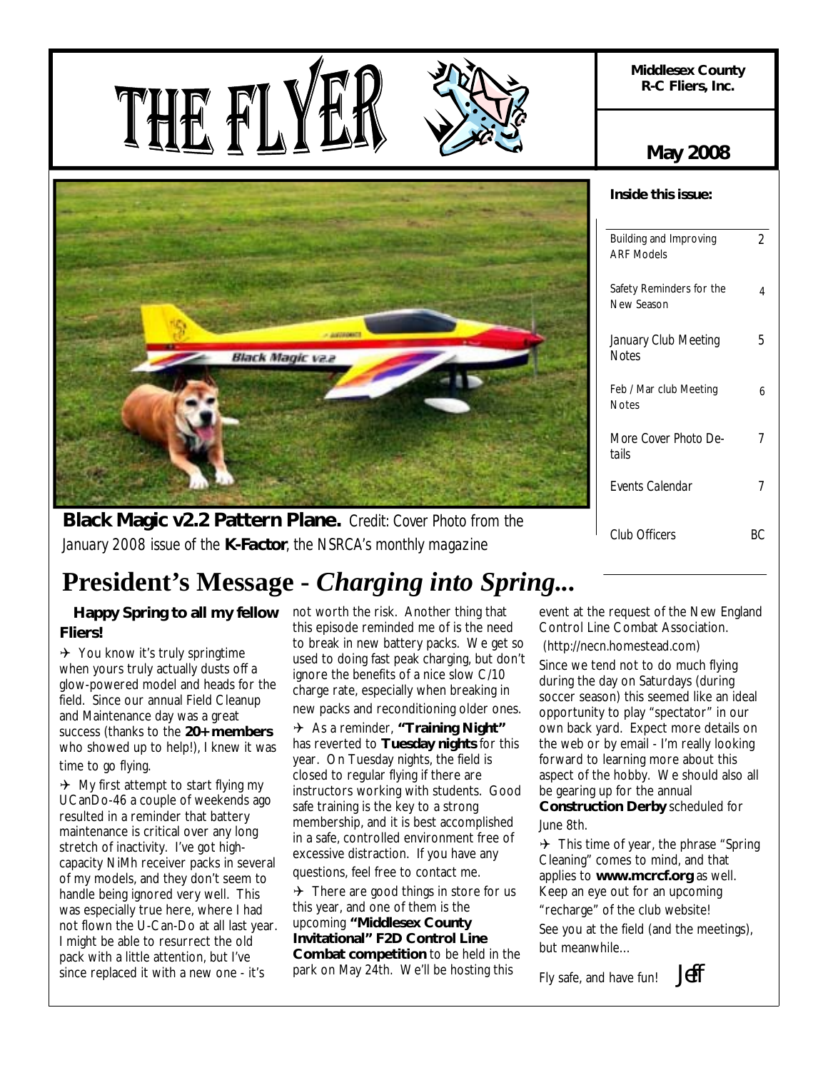# THE FLYER

**Middlesex County R-C Fliers, Inc.**

**May 2008**

**Inside this issue:**

| | |
|---|---|
| Building and Improving ARF Models | 2 |
| Safety Reminders for the New Season | 4 |
| January Club Meeting Notes | 5 |
| Feb / Mar club Meeting Notes | 6 |
| More Cover Photo Details | 7 |
| Events Calendar | 7 |
| Club Officers | BC |

**Black Magic v2.2 Pattern Plane.** Credit: Cover Photo from the *January 2008 issue of the* ***K-Factor****, the NSRCA's monthly magazine*

# President's Message - *Charging into Spring...*

**Happy Spring to all my fellow Fliers!**

✈ You know it's truly springtime when yours truly actually dusts off a glow-powered model and heads for the field. Since our annual Field Cleanup and Maintenance day was a great success (thanks to the **20+ members** who showed up to help!), I knew it was time to go flying.

✈ My first attempt to start flying my UCanDo-46 a couple of weekends ago resulted in a reminder that battery maintenance is critical over any long stretch of inactivity. I've got high-capacity NiMh receiver packs in several of my models, and they don't seem to handle being ignored very well. This was especially true here, where I had not flown the U-Can-Do at all last year. I might be able to resurrect the old pack with a little attention, but I've since replaced it with a new one - it's not worth the risk. Another thing that this episode reminded me of is the need to break in new battery packs. We get so used to doing fast peak charging, but don't ignore the benefits of a nice slow C/10 charge rate, especially when breaking in new packs and reconditioning older ones.

✈ As a reminder, **"Training Night"** has reverted to **Tuesday nights** for this year. On Tuesday nights, the field is closed to regular flying if there are instructors working with students. Good safe training is the key to a strong membership, and it is best accomplished in a safe, controlled environment free of excessive distraction. If you have any questions, feel free to contact me.

✈ There are good things in store for us this year, and one of them is the upcoming **"Middlesex County Invitational" F2D Control Line Combat competition** to be held in the park on May 24th. We'll be hosting this event at the request of the New England Control Line Combat Association. (http://necn.homestead.com)

Since we tend not to do much flying during the day on Saturdays (during soccer season) this seemed like an ideal opportunity to play "spectator" in our own back yard. Expect more details on the web or by email - I'm really looking forward to learning more about this aspect of the hobby. We should also all be gearing up for the annual **Construction Derby** scheduled for June 8th.

✈ This time of year, the phrase "Spring Cleaning" comes to mind, and that applies to **www.mcrcf.org** as well. Keep an eye out for an upcoming "recharge" of the club website!

See you at the field (and the meetings), but meanwhile…

Fly safe, and have fun! *Jeff*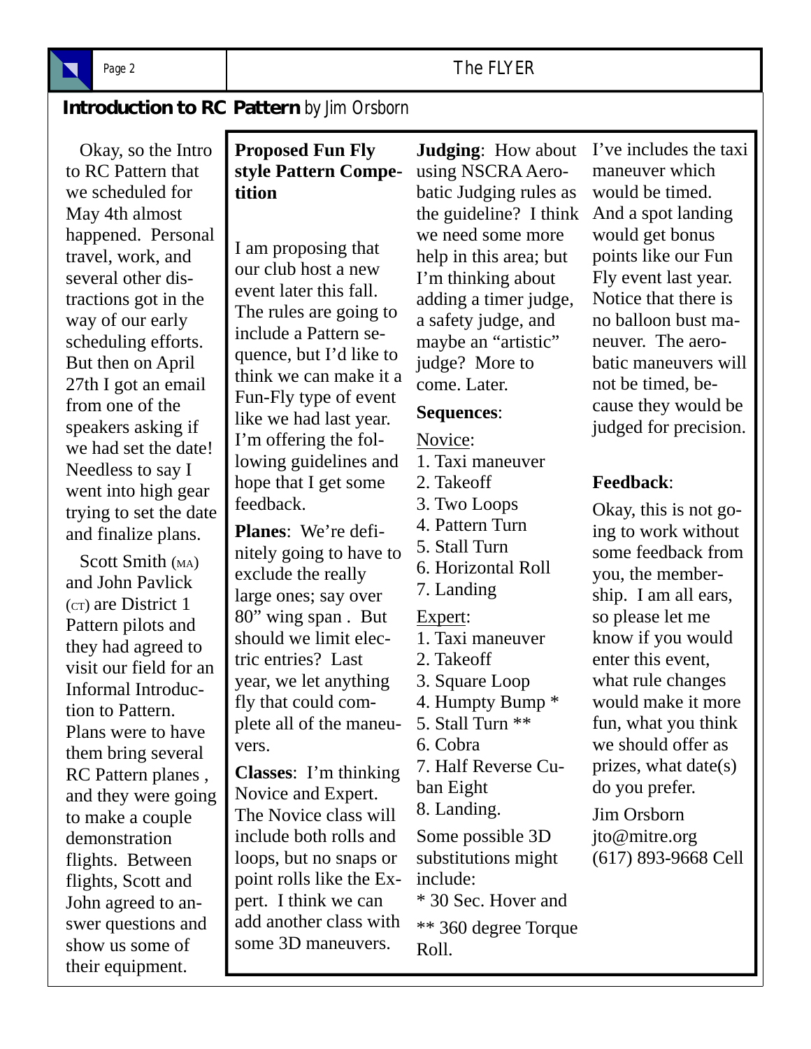## Introduction to RC Pattern by Jim Orsborn

Okay, so the Intro to RC Pattern that we scheduled for May 4th almost happened. Personal travel, work, and several other distractions got in the way of our early scheduling efforts. But then on April 27th I got an email from one of the speakers asking if we had set the date! Needless to say I went into high gear trying to set the date and finalize plans.

Scott Smith (MA) and John Pavlick (CT) are District 1 Pattern pilots and they had agreed to visit our field for an Informal Introduction to Pattern. Plans were to have them bring several RC Pattern planes , and they were going to make a couple demonstration flights. Between flights, Scott and John agreed to answer questions and show us some of their equipment.

### Proposed Fun Fly style Pattern Competition

I am proposing that our club host a new event later this fall. The rules are going to include a Pattern sequence, but I'd like to think we can make it a Fun-Fly type of event like we had last year. I'm offering the following guidelines and hope that I get some feedback.

**Planes**: We're definitely going to have to exclude the really large ones; say over 80" wing span . But should we limit electric entries? Last year, we let anything fly that could complete all of the maneuvers.

**Classes**: I'm thinking Novice and Expert. The Novice class will include both rolls and loops, but no snaps or point rolls like the Expert. I think we can add another class with some 3D maneuvers.

**Judging**: How about using NSCRA Aerobatic Judging rules as the guideline? I think we need some more help in this area; but I'm thinking about adding a timer judge, a safety judge, and maybe an "artistic" judge? More to come. Later.

**Sequences**:

Novice:

1. Taxi maneuver
2. Takeoff
3. Two Loops
4. Pattern Turn
5. Stall Turn
6. Horizontal Roll
7. Landing

Expert:

1. Taxi maneuver
2. Takeoff
3. Square Loop
4. Humpty Bump *
5. Stall Turn **
6. Cobra
7. Half Reverse Cuban Eight
8. Landing.

Some possible 3D substitutions might include:

* 30 Sec. Hover and

** 360 degree Torque Roll.

I've includes the taxi maneuver which would be timed. And a spot landing would get bonus points like our Fun Fly event last year. Notice that there is no balloon bust maneuver. The aerobatic maneuvers will not be timed, because they would be judged for precision.

**Feedback**:

Okay, this is not going to work without some feedback from you, the membership. I am all ears, so please let me know if you would enter this event, what rule changes would make it more fun, what you think we should offer as prizes, what date(s) do you prefer.

Jim Orsborn
jto@mitre.org
(617) 893-9668 Cell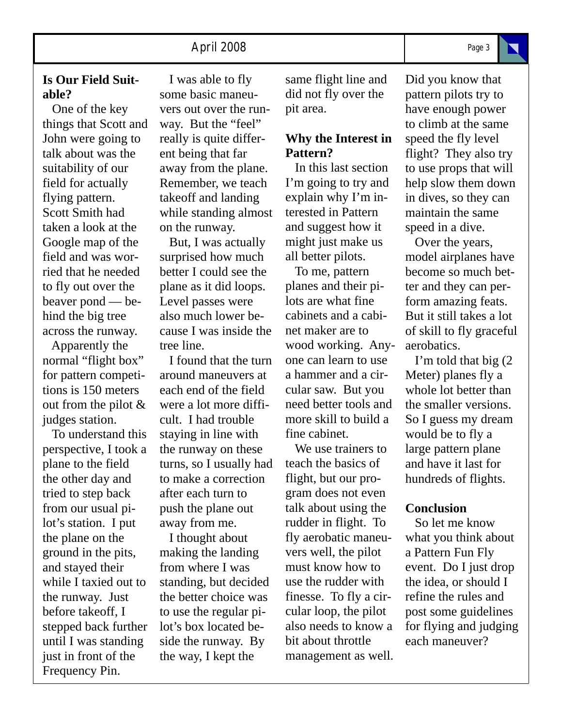**Is Our Field Suitable?**

One of the key things that Scott and John were going to talk about was the suitability of our field for actually flying pattern. Scott Smith had taken a look at the Google map of the field and was worried that he needed to fly out over the beaver pond — behind the big tree across the runway.

Apparently the normal "flight box" for pattern competitions is 150 meters out from the pilot & judges station.

To understand this perspective, I took a plane to the field the other day and tried to step back from our usual pilot's station. I put the plane on the ground in the pits, and stayed their while I taxied out to the runway. Just before takeoff, I stepped back further until I was standing just in front of the Frequency Pin.

I was able to fly some basic maneuvers out over the runway. But the "feel" really is quite different being that far away from the plane. Remember, we teach takeoff and landing while standing almost on the runway.

But, I was actually surprised how much better I could see the plane as it did loops. Level passes were also much lower because I was inside the tree line.

I found that the turn around maneuvers at each end of the field were a lot more difficult. I had trouble staying in line with the runway on these turns, so I usually had to make a correction after each turn to push the plane out away from me.

I thought about making the landing from where I was standing, but decided the better choice was to use the regular pilot's box located beside the runway. By the way, I kept the same flight line and did not fly over the pit area.

**Why the Interest in Pattern?**

In this last section I'm going to try and explain why I'm interested in Pattern and suggest how it might just make us all better pilots.

To me, pattern planes and their pilots are what fine cabinets and a cabinet maker are to wood working. Anyone can learn to use a hammer and a circular saw. But you need better tools and more skill to build a fine cabinet.

We use trainers to teach the basics of flight, but our program does not even talk about using the rudder in flight. To fly aerobatic maneuvers well, the pilot must know how to use the rudder with finesse. To fly a circular loop, the pilot also needs to know a bit about throttle management as well.

Did you know that pattern pilots try to have enough power to climb at the same speed the fly level flight? They also try to use props that will help slow them down in dives, so they can maintain the same speed in a dive.

Over the years, model airplanes have become so much better and they can perform amazing feats. But it still takes a lot of skill to fly graceful aerobatics.

I'm told that big (2 Meter) planes fly a whole lot better than the smaller versions. So I guess my dream would be to fly a large pattern plane and have it last for hundreds of flights.

**Conclusion**

So let me know what you think about a Pattern Fun Fly event. Do I just drop the idea, or should I refine the rules and post some guidelines for flying and judging each maneuver?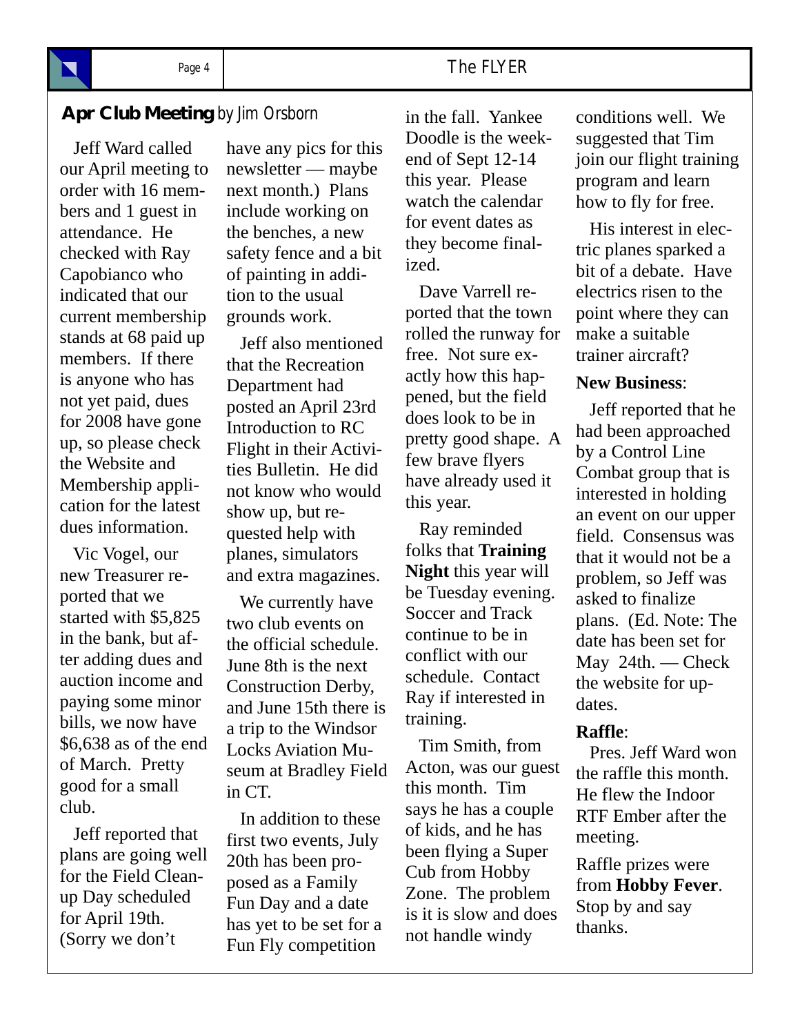## **Apr Club Meeting** *by Jim Orsborn*

Jeff Ward called our April meeting to order with 16 members and 1 guest in attendance. He checked with Ray Capobianco who indicated that our current membership stands at 68 paid up members. If there is anyone who has not yet paid, dues for 2008 have gone up, so please check the Website and Membership application for the latest dues information.

Vic Vogel, our new Treasurer reported that we started with $5,825 in the bank, but after adding dues and auction income and paying some minor bills, we now have $6,638 as of the end of March. Pretty good for a small club.

Jeff reported that plans are going well for the Field Cleanup Day scheduled for April 19th. (Sorry we don't have any pics for this newsletter — maybe next month.) Plans include working on the benches, a new safety fence and a bit of painting in addition to the usual grounds work.

Jeff also mentioned that the Recreation Department had posted an April 23rd Introduction to RC Flight in their Activities Bulletin. He did not know who would show up, but requested help with planes, simulators and extra magazines.

We currently have two club events on the official schedule. June 8th is the next Construction Derby, and June 15th there is a trip to the Windsor Locks Aviation Museum at Bradley Field in CT.

In addition to these first two events, July 20th has been proposed as a Family Fun Day and a date has yet to be set for a Fun Fly competition in the fall. Yankee Doodle is the weekend of Sept 12-14 this year. Please watch the calendar for event dates as they become finalized.

Dave Varrell reported that the town rolled the runway for free. Not sure exactly how this happened, but the field does look to be in pretty good shape. A few brave flyers have already used it this year.

Ray reminded folks that **Training Night** this year will be Tuesday evening. Soccer and Track continue to be in conflict with our schedule. Contact Ray if interested in training.

Tim Smith, from Acton, was our guest this month. Tim says he has a couple of kids, and he has been flying a Super Cub from Hobby Zone. The problem is it is slow and does not handle windy conditions well. We suggested that Tim join our flight training program and learn how to fly for free.

His interest in electric planes sparked a bit of a debate. Have electrics risen to the point where they can make a suitable trainer aircraft?

**New Business**:

Jeff reported that he had been approached by a Control Line Combat group that is interested in holding an event on our upper field. Consensus was that it would not be a problem, so Jeff was asked to finalize plans. (Ed. Note: The date has been set for May 24th. — Check the website for updates.

**Raffle**:

Pres. Jeff Ward won the raffle this month. He flew the Indoor RTF Ember after the meeting.

Raffle prizes were from **Hobby Fever**. Stop by and say thanks.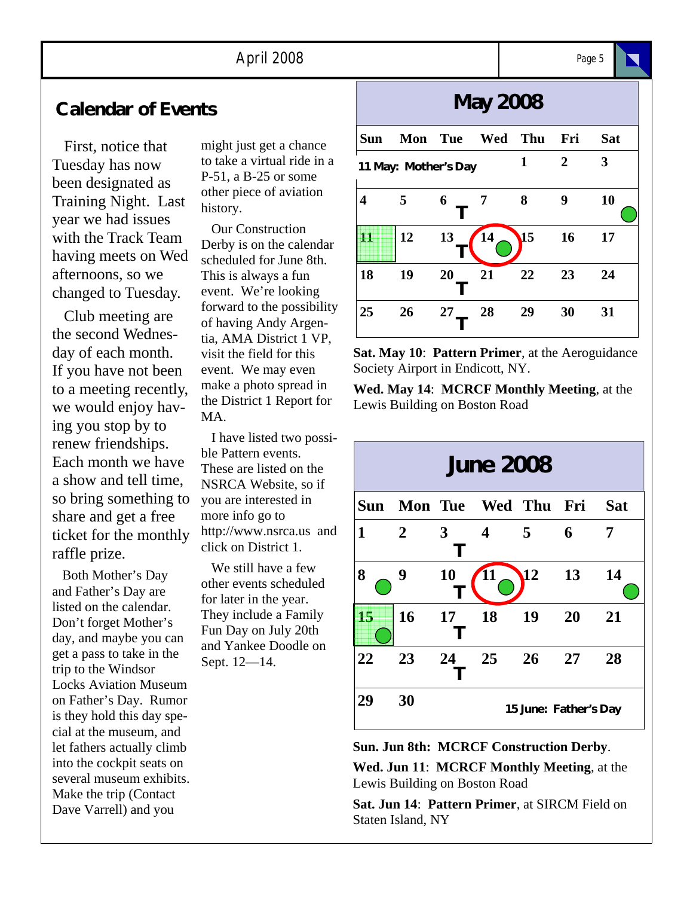## Calendar of Events

First, notice that Tuesday has now been designated as Training Night. Last year we had issues with the Track Team having meets on Wed afternoons, so we changed to Tuesday.

Club meeting are the second Wednesday of each month. If you have not been to a meeting recently, we would enjoy having you stop by to renew friendships. Each month we have a show and tell time, so bring something to share and get a free ticket for the monthly raffle prize.

Both Mother's Day and Father's Day are listed on the calendar. Don't forget Mother's day, and maybe you can get a pass to take in the trip to the Windsor Locks Aviation Museum on Father's Day. Rumor is they hold this day special at the museum, and let fathers actually climb into the cockpit seats on several museum exhibits. Make the trip (Contact Dave Varrell) and you might just get a chance to take a virtual ride in a P-51, a B-25 or some other piece of aviation history.

Our Construction Derby is on the calendar scheduled for June 8th. This is always a fun event. We're looking forward to the possibility of having Andy Argentia, AMA District 1 VP, visit the field for this event. We may even make a photo spread in the District 1 Report for MA.

I have listed two possible Pattern events. These are listed on the NSRCA Website, so if you are interested in more info go to http://www.nsrca.us and click on District 1.

We still have a few other events scheduled for later in the year. They include a Family Fun Day on July 20th and Yankee Doodle on Sept. 12—14.

### May 2008

| Sun | Mon | Tue | Wed | Thu | Fri | Sat |
|---|---|---|---|---|---|---|
| 11 May: Mother's Day | | | | 1 | 2 | 3 |
| 4 | 5 | 6 T | 7 | 8 | 9 | 10 ● |
| 11 | 12 | 13 T | 14 ● | 15 | 16 | 17 |
| 18 | 19 | 20 T | 21 | 22 | 23 | 24 |
| 25 | 26 | 27 T | 28 | 29 | 30 | 31 |

**Sat. May 10**: **Pattern Primer**, at the Aeroguidance Society Airport in Endicott, NY.

**Wed. May 14**: **MCRCF Monthly Meeting**, at the Lewis Building on Boston Road

### June 2008

| Sun | Mon | Tue | Wed | Thu | Fri | Sat |
|---|---|---|---|---|---|---|
| 1 | 2 | 3 T | 4 | 5 | 6 | 7 |
| 8 ● | 9 | 10 T | 11 ● | 12 | 13 | 14 ● |
| 15 ● | 16 | 17 T | 18 | 19 | 20 | 21 |
| 22 | 23 | 24 T | 25 | 26 | 27 | 28 |
| 29 | 30 | 15 June: Father's Day | | | | |

**Sun. Jun 8th: MCRCF Construction Derby**.

**Wed. Jun 11**: **MCRCF Monthly Meeting**, at the Lewis Building on Boston Road

**Sat. Jun 14**: **Pattern Primer**, at SIRCM Field on Staten Island, NY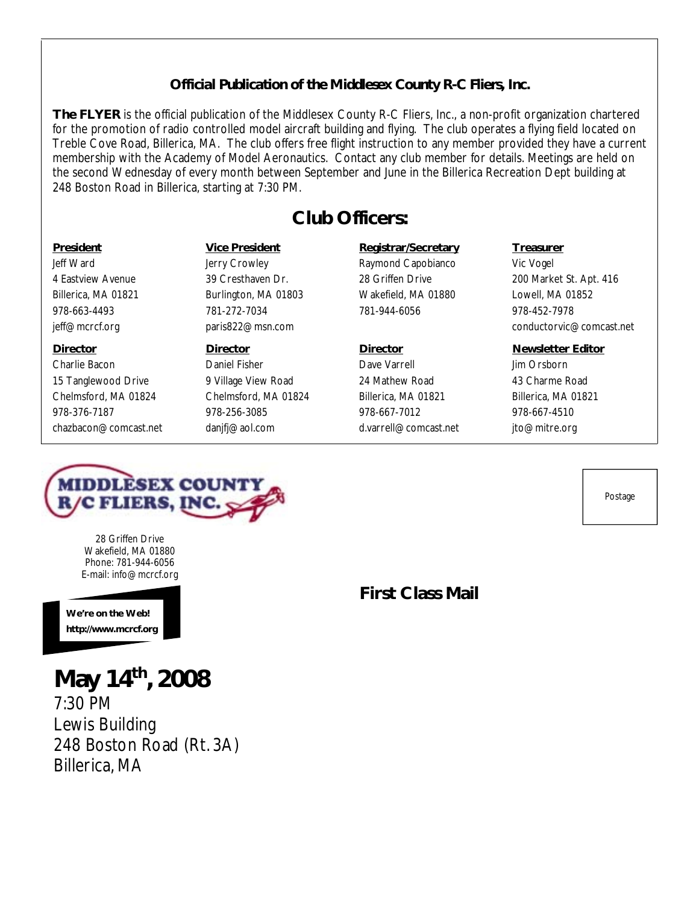**Official Publication of the Middlesex County R-C Fliers, Inc.**

**The FLYER** is the official publication of the Middlesex County R-C Fliers, Inc., a non-profit organization chartered for the promotion of radio controlled model aircraft building and flying. The club operates a flying field located on Treble Cove Road, Billerica, MA. The club offers free flight instruction to any member provided they have a current membership with the Academy of Model Aeronautics. Contact any club member for details. Meetings are held on the second Wednesday of every month between September and June in the Billerica Recreation Dept building at 248 Boston Road in Billerica, starting at 7:30 PM.

## Club Officers:

**President**
Jeff Ward
4 Eastview Avenue
Billerica, MA 01821
978-663-4493
jeff@mcrcf.org

**Vice President**
Jerry Crowley
39 Cresthaven Dr.
Burlington, MA 01803
781-272-7034
paris822@msn.com

**Registrar/Secretary**
Raymond Capobianco
28 Griffen Drive
Wakefield, MA 01880
781-944-6056

**Treasurer**
Vic Vogel
200 Market St. Apt. 416
Lowell, MA 01852
978-452-7978
conductorvic@comcast.net

**Director**
Charlie Bacon
15 Tanglewood Drive
Chelmsford, MA 01824
978-376-7187
chazbacon@comcast.net

**Director**
Daniel Fisher
9 Village View Road
Chelmsford, MA 01824
978-256-3085
danjfj@aol.com

**Director**
Dave Varrell
24 Mathew Road
Billerica, MA 01821
978-667-7012
d.varrell@comcast.net

**Newsletter Editor**
Jim Orsborn
43 Charme Road
Billerica, MA 01821
978-667-4510
jto@mitre.org

MIDDLESEX COUNTY R/C FLIERS, INC.

28 Griffen Drive
Wakefield, MA 01880
Phone: 781-944-6056
E-mail: info@mcrcf.org

Postage

**We're on the Web!**
**http://www.mcrcf.org**

**First Class Mail**

# May 14th, 2008

7:30 PM
Lewis Building
248 Boston Road (Rt. 3A)
Billerica, MA